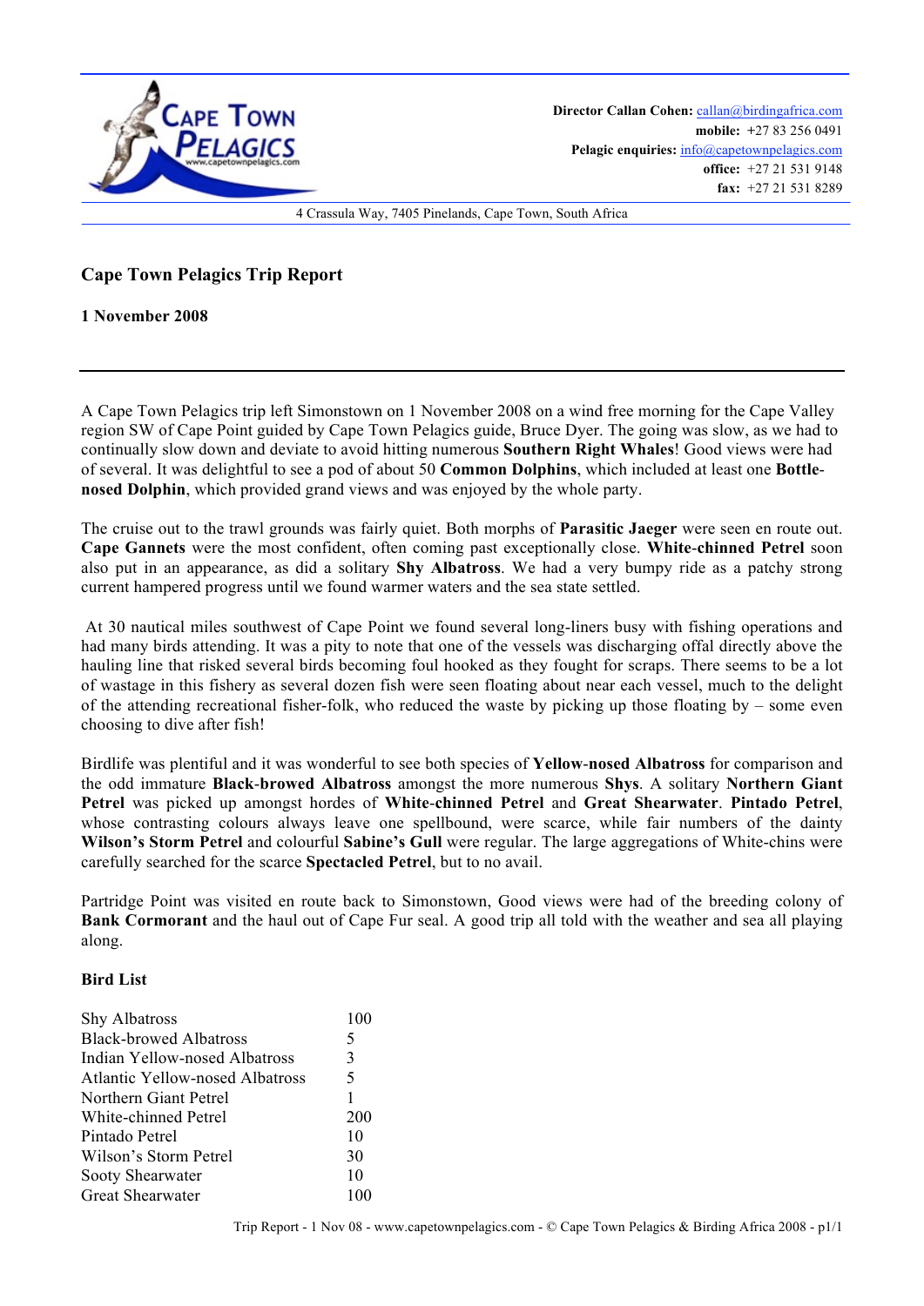**Director Callan Cohen:** callan@birdingafrica.com
**mobile:** +27 83 256 0491
**Pelagic enquiries:** info@capetownpelagics.com
**office:** +27 21 531 9148
**fax:** +27 21 531 8289

4 Crassula Way, 7405 Pinelands, Cape Town, South Africa

# Cape Town Pelagics Trip Report

**1 November 2008**

---

A Cape Town Pelagics trip left Simonstown on 1 November 2008 on a wind free morning for the Cape Valley region SW of Cape Point guided by Cape Town Pelagics guide, Bruce Dyer. The going was slow, as we had to continually slow down and deviate to avoid hitting numerous **Southern Right Whales**! Good views were had of several. It was delightful to see a pod of about 50 **Common Dolphins**, which included at least one **Bottle-nosed Dolphin**, which provided grand views and was enjoyed by the whole party.

The cruise out to the trawl grounds was fairly quiet. Both morphs of **Parasitic Jaeger** were seen en route out. **Cape Gannets** were the most confident, often coming past exceptionally close. **White-chinned Petrel** soon also put in an appearance, as did a solitary **Shy Albatross**. We had a very bumpy ride as a patchy strong current hampered progress until we found warmer waters and the sea state settled.

At 30 nautical miles southwest of Cape Point we found several long-liners busy with fishing operations and had many birds attending. It was a pity to note that one of the vessels was discharging offal directly above the hauling line that risked several birds becoming foul hooked as they fought for scraps. There seems to be a lot of wastage in this fishery as several dozen fish were seen floating about near each vessel, much to the delight of the attending recreational fisher-folk, who reduced the waste by picking up those floating by – some even choosing to dive after fish!

Birdlife was plentiful and it was wonderful to see both species of **Yellow-nosed Albatross** for comparison and the odd immature **Black-browed Albatross** amongst the more numerous **Shys**. A solitary **Northern Giant Petrel** was picked up amongst hordes of **White-chinned Petrel** and **Great Shearwater**. **Pintado Petrel**, whose contrasting colours always leave one spellbound, were scarce, while fair numbers of the dainty **Wilson's Storm Petrel** and colourful **Sabine's Gull** were regular. The large aggregations of White-chins were carefully searched for the scarce **Spectacled Petrel**, but to no avail.

Partridge Point was visited en route back to Simonstown, Good views were had of the breeding colony of **Bank Cormorant** and the haul out of Cape Fur seal. A good trip all told with the weather and sea all playing along.

## Bird List

| | |
|---|---|
| Shy Albatross | 100 |
| Black-browed Albatross | 5 |
| Indian Yellow-nosed Albatross | 3 |
| Atlantic Yellow-nosed Albatross | 5 |
| Northern Giant Petrel | 1 |
| White-chinned Petrel | 200 |
| Pintado Petrel | 10 |
| Wilson's Storm Petrel | 30 |
| Sooty Shearwater | 10 |
| Great Shearwater | 100 |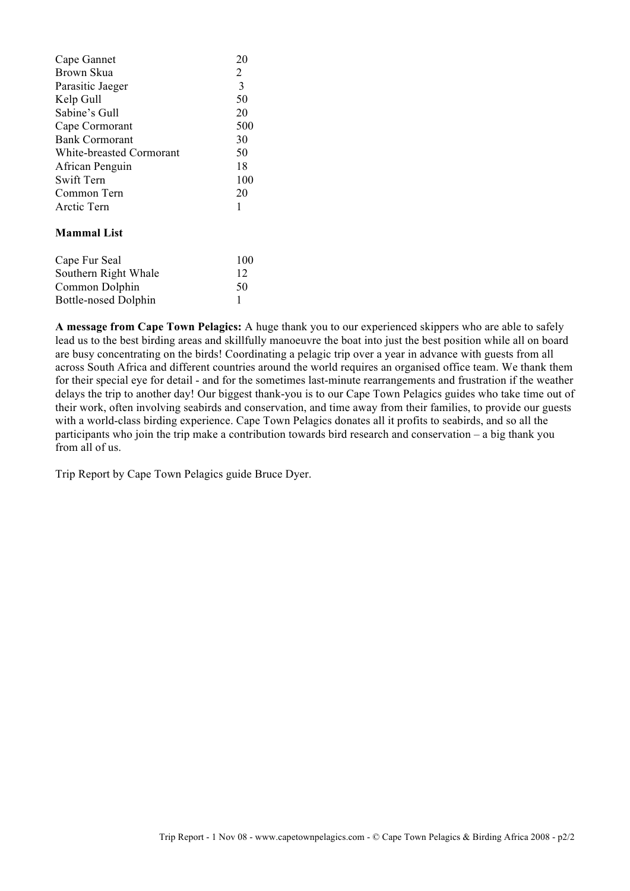| | |
|---|---|
| Cape Gannet | 20 |
| Brown Skua | 2 |
| Parasitic Jaeger | 3 |
| Kelp Gull | 50 |
| Sabine's Gull | 20 |
| Cape Cormorant | 500 |
| Bank Cormorant | 30 |
| White-breasted Cormorant | 50 |
| African Penguin | 18 |
| Swift Tern | 100 |
| Common Tern | 20 |
| Arctic Tern | 1 |

**Mammal List**

| | |
|---|---|
| Cape Fur Seal | 100 |
| Southern Right Whale | 12 |
| Common Dolphin | 50 |
| Bottle-nosed Dolphin | 1 |

**A message from Cape Town Pelagics:** A huge thank you to our experienced skippers who are able to safely lead us to the best birding areas and skillfully manoeuvre the boat into just the best position while all on board are busy concentrating on the birds! Coordinating a pelagic trip over a year in advance with guests from all across South Africa and different countries around the world requires an organised office team. We thank them for their special eye for detail - and for the sometimes last-minute rearrangements and frustration if the weather delays the trip to another day! Our biggest thank-you is to our Cape Town Pelagics guides who take time out of their work, often involving seabirds and conservation, and time away from their families, to provide our guests with a world-class birding experience. Cape Town Pelagics donates all it profits to seabirds, and so all the participants who join the trip make a contribution towards bird research and conservation – a big thank you from all of us.

Trip Report by Cape Town Pelagics guide Bruce Dyer.